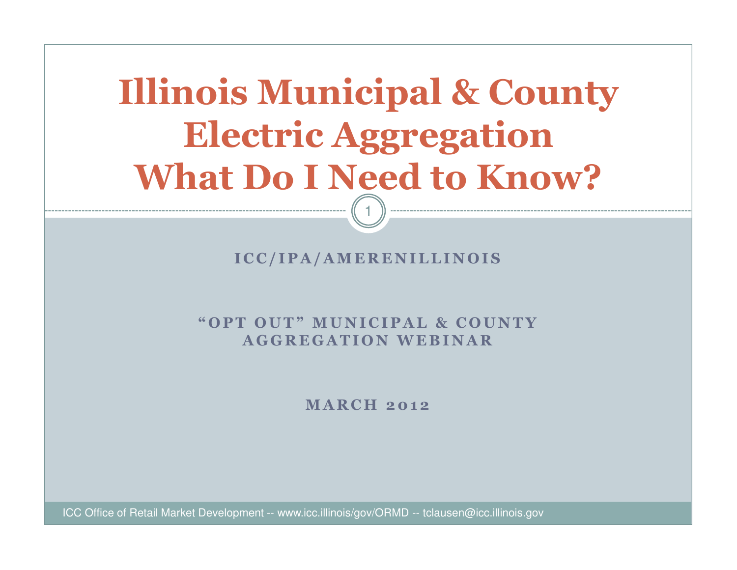# Illinois Municipal & County Electric Aggregation What Do I Need to Know?

**ICC/IPA/AMERENILLINOIS**

**"OPT OUT" MUNICIPAL & COUNTY AGGREGATION WEBINAR**

**MARCH 2012**

ICC Office of Retail Market Development -- www.icc.illinois/gov/ORMD -- tclausen@icc.illinois.gov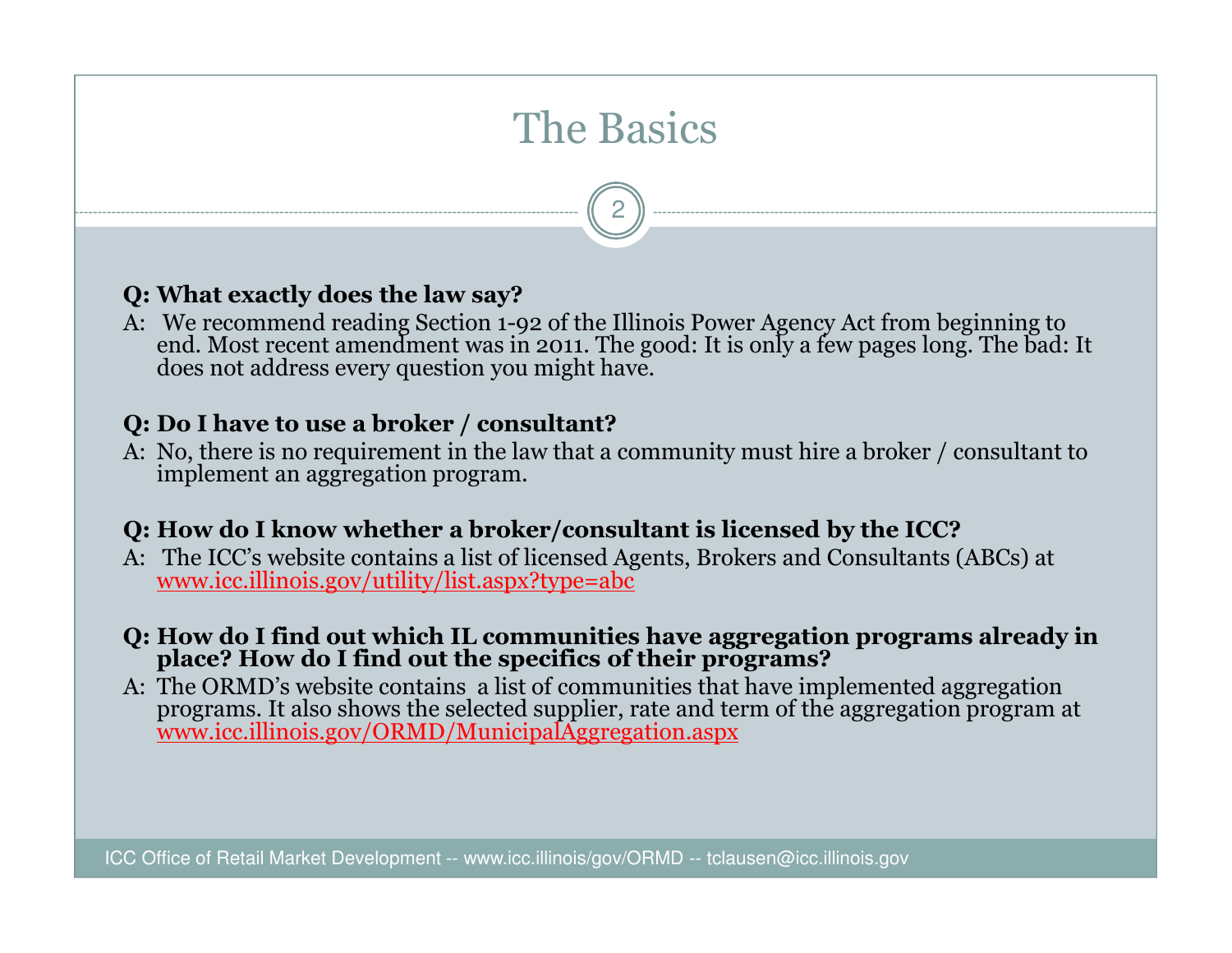# The Basics

**Q: What exactly does the law say?**

A: We recommend reading Section 1-92 of the Illinois Power Agency Act from beginning to end. Most recent amendment was in 2011. The good: It is only a few pages long. The bad: It does not address every question you might have.

**Q: Do I have to use a broker / consultant?**

A: No, there is no requirement in the law that a community must hire a broker / consultant to implement an aggregation program.

**Q: How do I know whether a broker/consultant is licensed by the ICC?**

A: The ICC's website contains a list of licensed Agents, Brokers and Consultants (ABCs) at www.icc.illinois.gov/utility/list.aspx?type=abc

**Q: How do I find out which IL communities have aggregation programs already in place? How do I find out the specifics of their programs?**

A: The ORMD's website contains a list of communities that have implemented aggregation programs. It also shows the selected supplier, rate and term of the aggregation program at www.icc.illinois.gov/ORMD/MunicipalAggregation.aspx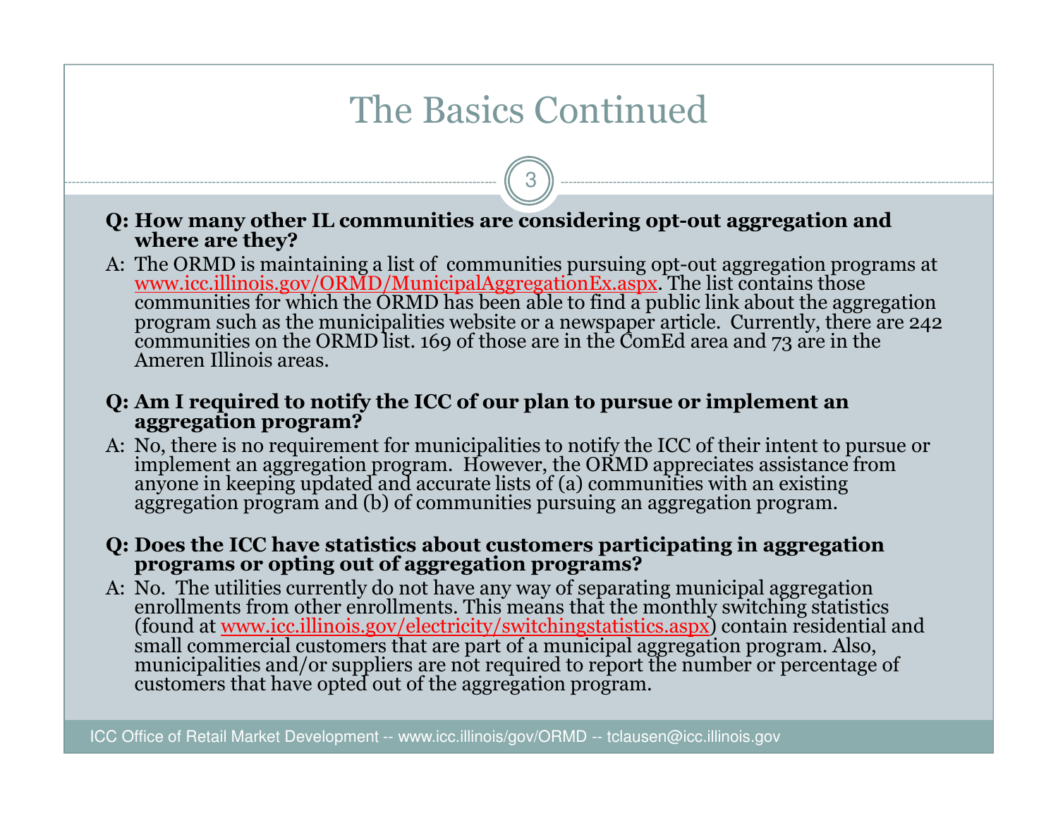# The Basics Continued

**Q: How many other IL communities are considering opt-out aggregation and where are they?**

A: The ORMD is maintaining a list of communities pursuing opt-out aggregation programs at www.icc.illinois.gov/ORMD/MunicipalAggregationEx.aspx. The list contains those communities for which the ORMD has been able to find a public link about the aggregation program such as the municipalities website or a newspaper article. Currently, there are 242 communities on the ORMD list. 169 of those are in the ComEd area and 73 are in the Ameren Illinois areas.

**Q: Am I required to notify the ICC of our plan to pursue or implement an aggregation program?**

A: No, there is no requirement for municipalities to notify the ICC of their intent to pursue or implement an aggregation program. However, the ORMD appreciates assistance from anyone in keeping updated and accurate lists of (a) communities with an existing aggregation program and (b) of communities pursuing an aggregation program.

**Q: Does the ICC have statistics about customers participating in aggregation programs or opting out of aggregation programs?**

A: No. The utilities currently do not have any way of separating municipal aggregation enrollments from other enrollments. This means that the monthly switching statistics (found at www.icc.illinois.gov/electricity/switchingstatistics.aspx) contain residential and small commercial customers that are part of a municipal aggregation program. Also, municipalities and/or suppliers are not required to report the number or percentage of customers that have opted out of the aggregation program.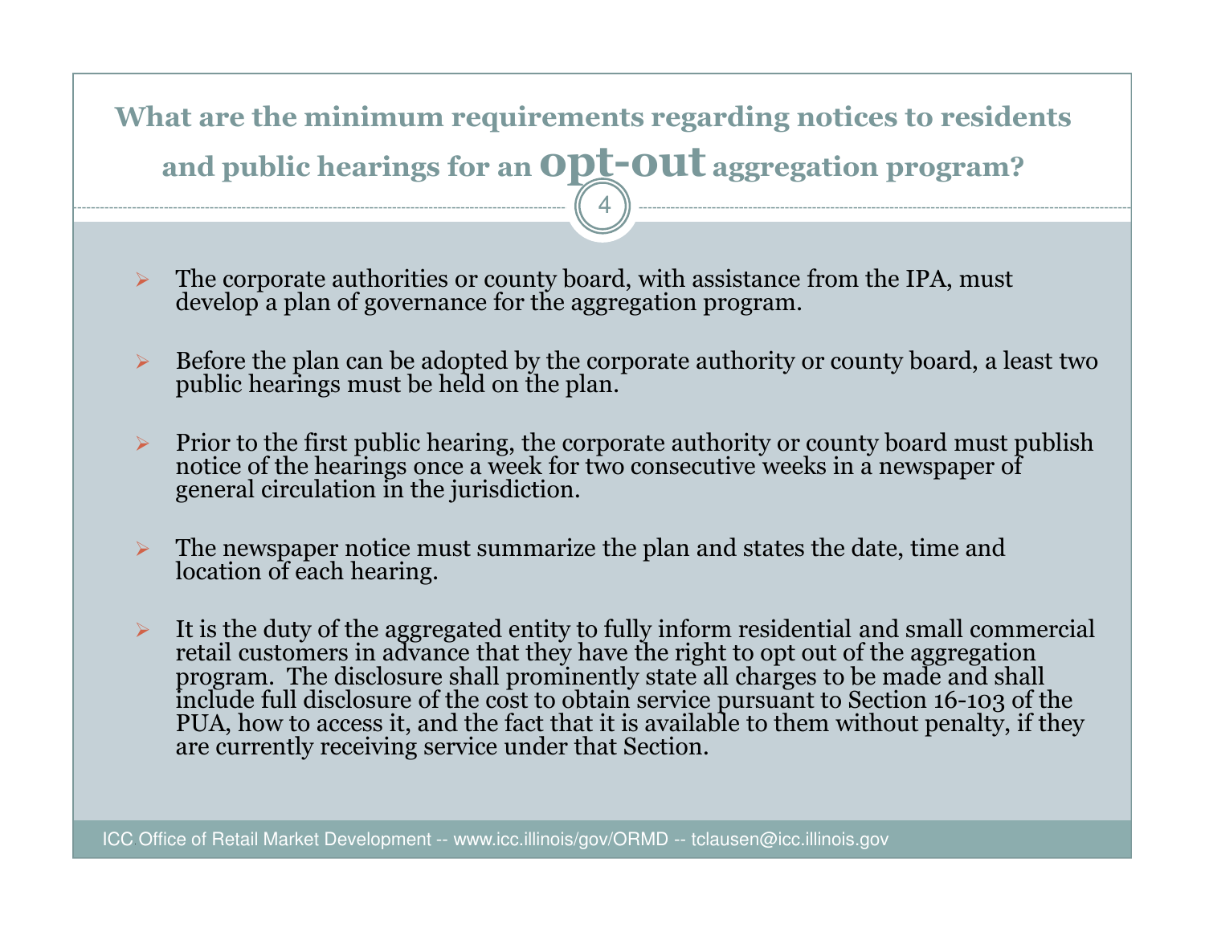## What are the minimum requirements regarding notices to residents and public hearings for an opt-out aggregation program?

- The corporate authorities or county board, with assistance from the IPA, must develop a plan of governance for the aggregation program.
- Before the plan can be adopted by the corporate authority or county board, a least two public hearings must be held on the plan.
- Prior to the first public hearing, the corporate authority or county board must publish notice of the hearings once a week for two consecutive weeks in a newspaper of general circulation in the jurisdiction.
- The newspaper notice must summarize the plan and states the date, time and location of each hearing.
- It is the duty of the aggregated entity to fully inform residential and small commercial retail customers in advance that they have the right to opt out of the aggregation program. The disclosure shall prominently state all charges to be made and shall include full disclosure of the cost to obtain service pursuant to Section 16-103 of the PUA, how to access it, and the fact that it is available to them without penalty, if they are currently receiving service under that Section.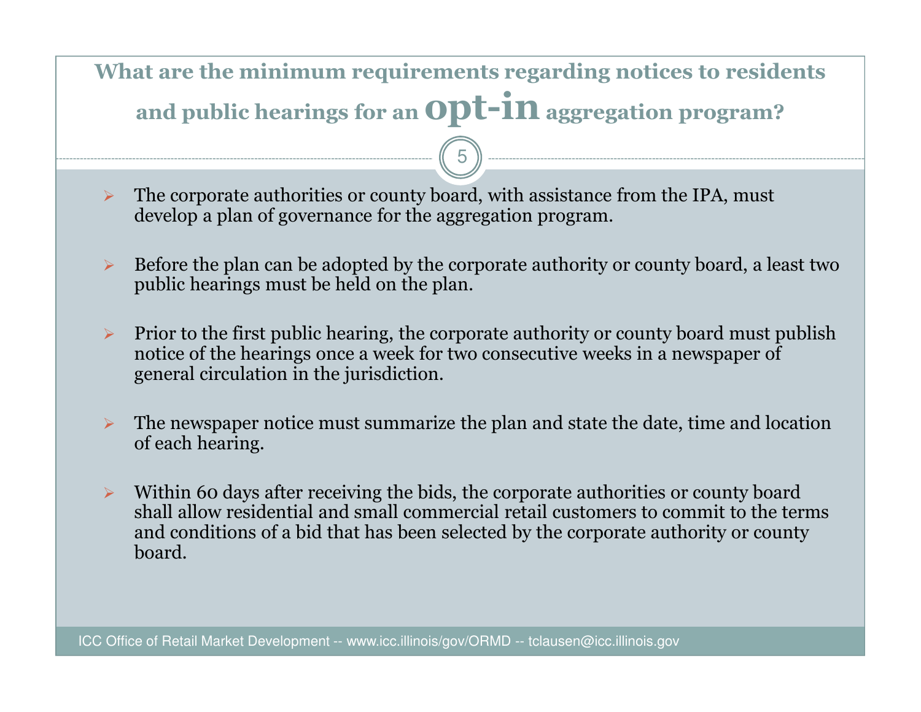## What are the minimum requirements regarding notices to residents and public hearings for an **opt-in** aggregation program?

- The corporate authorities or county board, with assistance from the IPA, must develop a plan of governance for the aggregation program.

- Before the plan can be adopted by the corporate authority or county board, a least two public hearings must be held on the plan.

- Prior to the first public hearing, the corporate authority or county board must publish notice of the hearings once a week for two consecutive weeks in a newspaper of general circulation in the jurisdiction.

- The newspaper notice must summarize the plan and state the date, time and location of each hearing.

- Within 60 days after receiving the bids, the corporate authorities or county board shall allow residential and small commercial retail customers to commit to the terms and conditions of a bid that has been selected by the corporate authority or county board.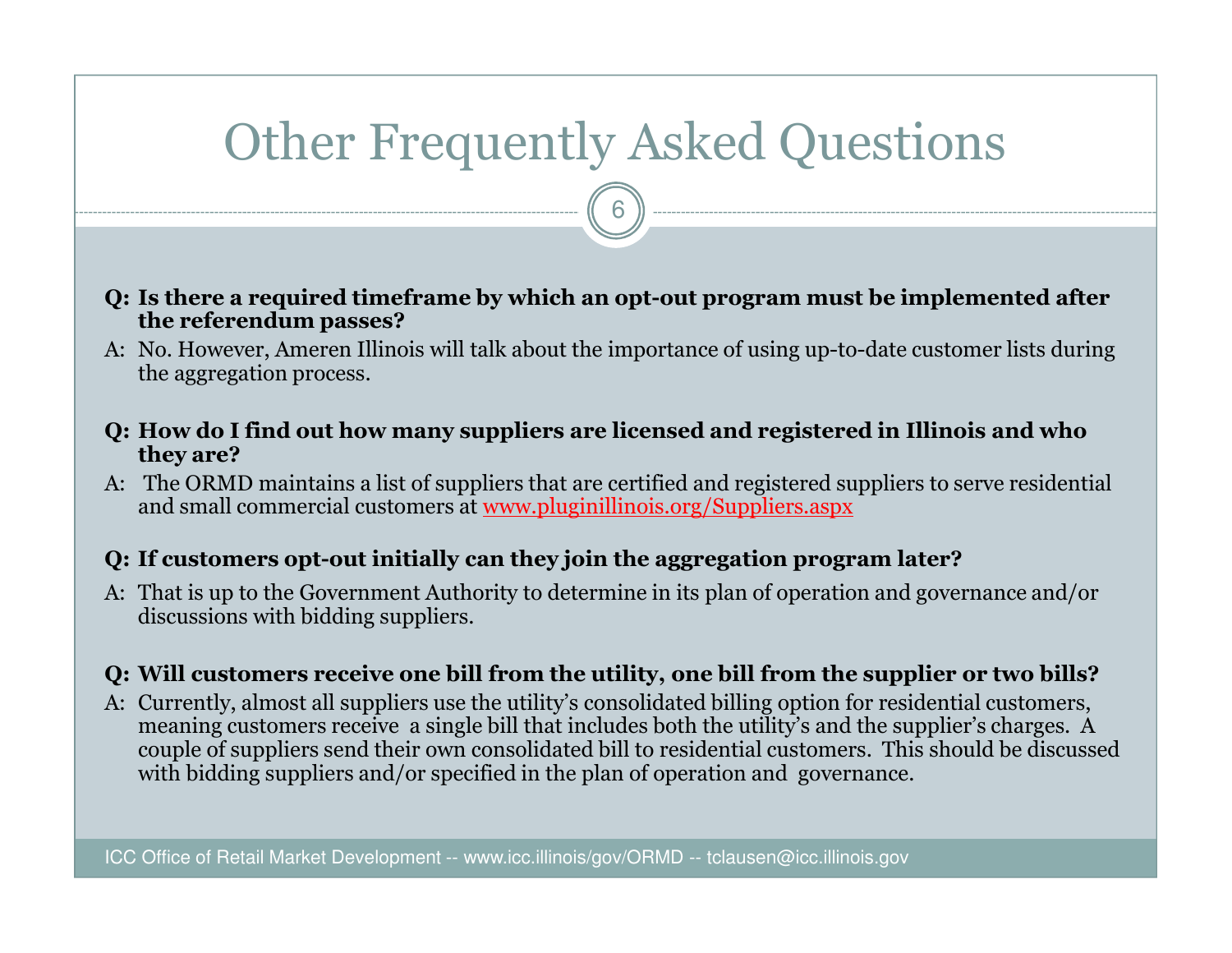# Other Frequently Asked Questions

**Q: Is there a required timeframe by which an opt-out program must be implemented after the referendum passes?**

A: No. However, Ameren Illinois will talk about the importance of using up-to-date customer lists during the aggregation process.

**Q: How do I find out how many suppliers are licensed and registered in Illinois and who they are?**

A: The ORMD maintains a list of suppliers that are certified and registered suppliers to serve residential and small commercial customers at www.pluginillinois.org/Suppliers.aspx

**Q: If customers opt-out initially can they join the aggregation program later?**

A: That is up to the Government Authority to determine in its plan of operation and governance and/or discussions with bidding suppliers.

**Q: Will customers receive one bill from the utility, one bill from the supplier or two bills?**

A: Currently, almost all suppliers use the utility's consolidated billing option for residential customers, meaning customers receive a single bill that includes both the utility's and the supplier's charges. A couple of suppliers send their own consolidated bill to residential customers. This should be discussed with bidding suppliers and/or specified in the plan of operation and governance.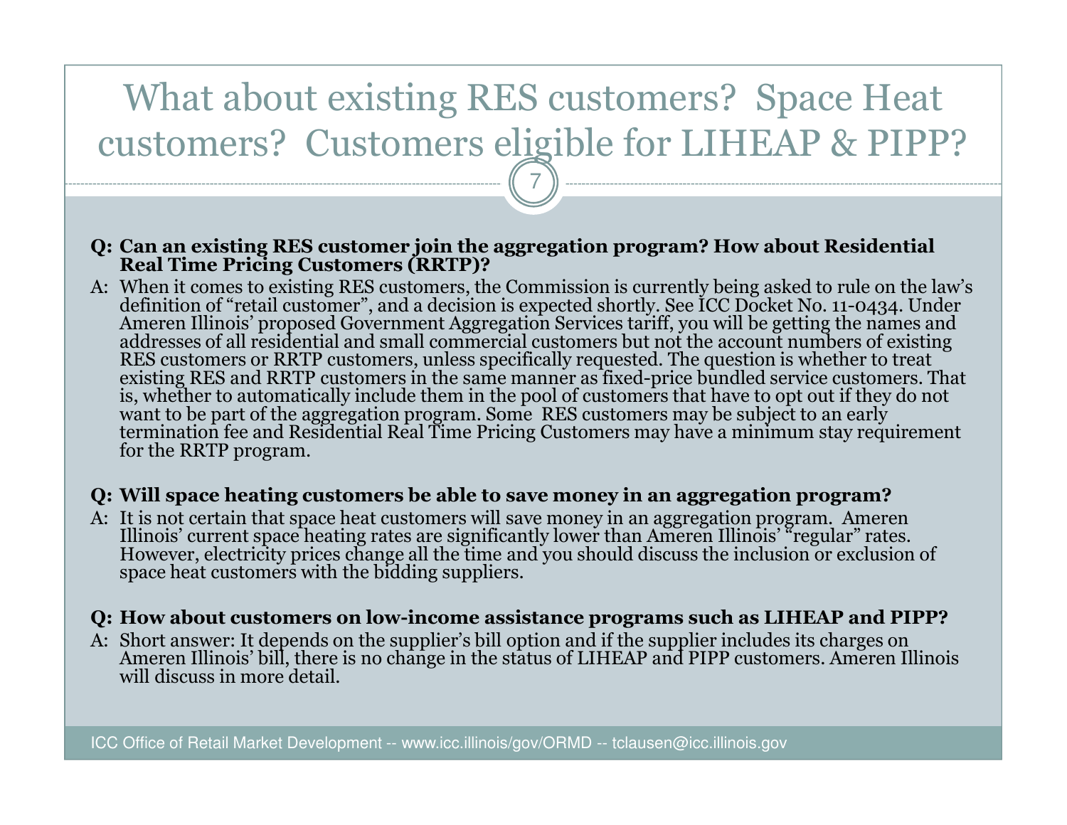# What about existing RES customers? Space Heat customers? Customers eligible for LIHEAP & PIPP?

**Q: Can an existing RES customer join the aggregation program? How about Residential Real Time Pricing Customers (RRTP)?**

A: When it comes to existing RES customers, the Commission is currently being asked to rule on the law's definition of "retail customer", and a decision is expected shortly. See ICC Docket No. 11-0434. Under Ameren Illinois' proposed Government Aggregation Services tariff, you will be getting the names and addresses of all residential and small commercial customers but not the account numbers of existing RES customers or RRTP customers, unless specifically requested. The question is whether to treat existing RES and RRTP customers in the same manner as fixed-price bundled service customers. That is, whether to automatically include them in the pool of customers that have to opt out if they do not want to be part of the aggregation program. Some RES customers may be subject to an early termination fee and Residential Real Time Pricing Customers may have a minimum stay requirement for the RRTP program.

**Q: Will space heating customers be able to save money in an aggregation program?**

A: It is not certain that space heat customers will save money in an aggregation program. Ameren Illinois' current space heating rates are significantly lower than Ameren Illinois' "regular" rates. However, electricity prices change all the time and you should discuss the inclusion or exclusion of space heat customers with the bidding suppliers.

**Q: How about customers on low-income assistance programs such as LIHEAP and PIPP?**

A: Short answer: It depends on the supplier's bill option and if the supplier includes its charges on Ameren Illinois' bill, there is no change in the status of LIHEAP and PIPP customers. Ameren Illinois will discuss in more detail.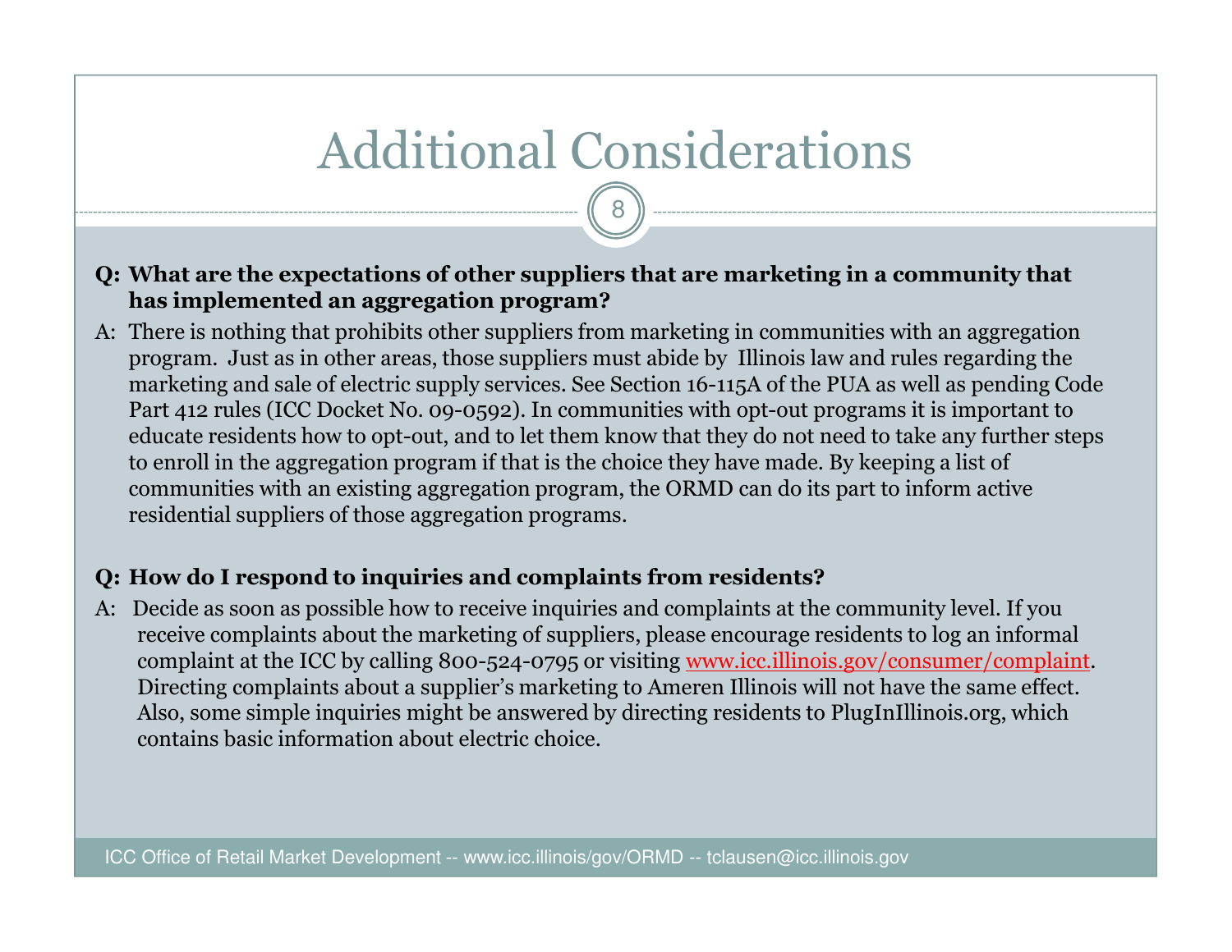# Additional Considerations

**Q: What are the expectations of other suppliers that are marketing in a community that has implemented an aggregation program?**

A: There is nothing that prohibits other suppliers from marketing in communities with an aggregation program. Just as in other areas, those suppliers must abide by Illinois law and rules regarding the marketing and sale of electric supply services. See Section 16-115A of the PUA as well as pending Code Part 412 rules (ICC Docket No. 09-0592). In communities with opt-out programs it is important to educate residents how to opt-out, and to let them know that they do not need to take any further steps to enroll in the aggregation program if that is the choice they have made. By keeping a list of communities with an existing aggregation program, the ORMD can do its part to inform active residential suppliers of those aggregation programs.

**Q: How do I respond to inquiries and complaints from residents?**

A: Decide as soon as possible how to receive inquiries and complaints at the community level. If you receive complaints about the marketing of suppliers, please encourage residents to log an informal complaint at the ICC by calling 800-524-0795 or visiting www.icc.illinois.gov/consumer/complaint. Directing complaints about a supplier's marketing to Ameren Illinois will not have the same effect. Also, some simple inquiries might be answered by directing residents to PlugInIllinois.org, which contains basic information about electric choice.